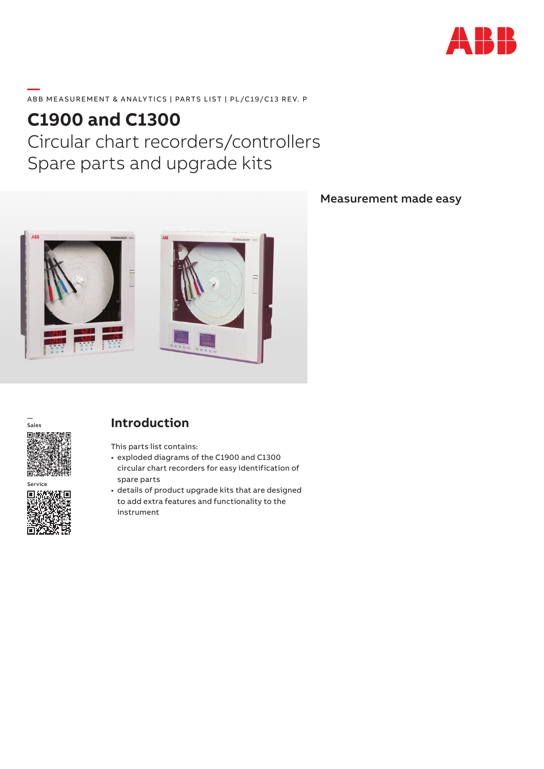ABB MEASUREMENT & ANALYTICS | PARTS LIST | PL/C19/C13 REV. P

# C1900 and C1300

## Circular chart recorders/controllers Spare parts and upgrade kits

**Measurement made easy**

Sales

Service

## Introduction

This parts list contains:

- exploded diagrams of the C1900 and C1300 circular chart recorders for easy identification of spare parts
- details of product upgrade kits that are designed to add extra features and functionality to the instrument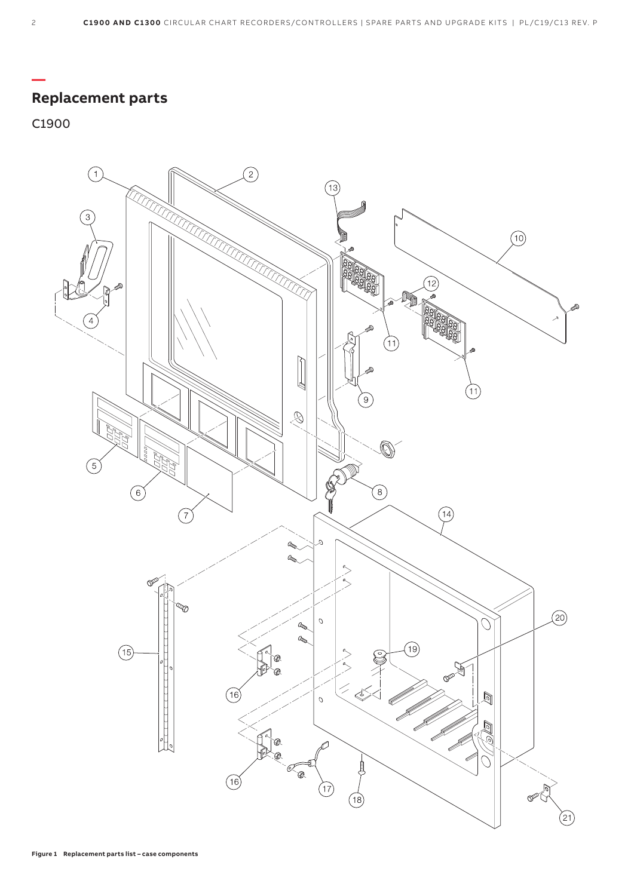# Replacement parts

## C1900

Figure 1 Replacement parts list – case components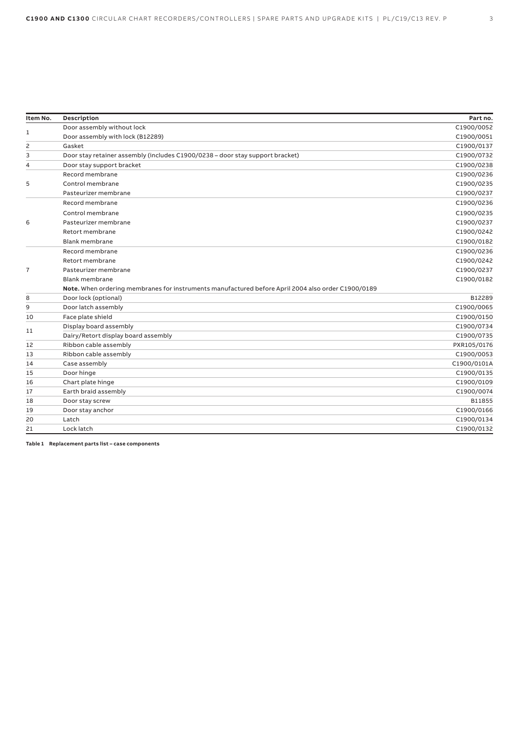| Item No. | Description | Part no. |
|---|---|---|
| 1 | Door assembly without lock | C1900/0052 |
| | Door assembly with lock (B12289) | C1900/0051 |
| 2 | Gasket | C1900/0137 |
| 3 | Door stay retainer assembly (includes C1900/0238 – door stay support bracket) | C1900/0732 |
| 4 | Door stay support bracket | C1900/0238 |
| 5 | Record membrane | C1900/0236 |
| | Control membrane | C1900/0235 |
| | Pasteurizer membrane | C1900/0237 |
| 6 | Record membrane | C1900/0236 |
| | Control membrane | C1900/0235 |
| | Pasteurizer membrane | C1900/0237 |
| | Retort membrane | C1900/0242 |
| | Blank membrane | C1900/0182 |
| 7 | Record membrane | C1900/0236 |
| | Retort membrane | C1900/0242 |
| | Pasteurizer membrane | C1900/0237 |
| | Blank membrane | C1900/0182 |
| | **Note.** When ordering membranes for instruments manufactured before April 2004 also order C1900/0189 | |
| 8 | Door lock (optional) | B12289 |
| 9 | Door latch assembly | C1900/0065 |
| 10 | Face plate shield | C1900/0150 |
| 11 | Display board assembly | C1900/0734 |
| | Dairy/Retort display board assembly | C1900/0735 |
| 12 | Ribbon cable assembly | PXR105/0176 |
| 13 | Ribbon cable assembly | C1900/0053 |
| 14 | Case assembly | C1900/0101A |
| 15 | Door hinge | C1900/0135 |
| 16 | Chart plate hinge | C1900/0109 |
| 17 | Earth braid assembly | C1900/0074 |
| 18 | Door stay screw | B11855 |
| 19 | Door stay anchor | C1900/0166 |
| 20 | Latch | C1900/0134 |
| 21 | Lock latch | C1900/0132 |

**Table 1 Replacement parts list – case components**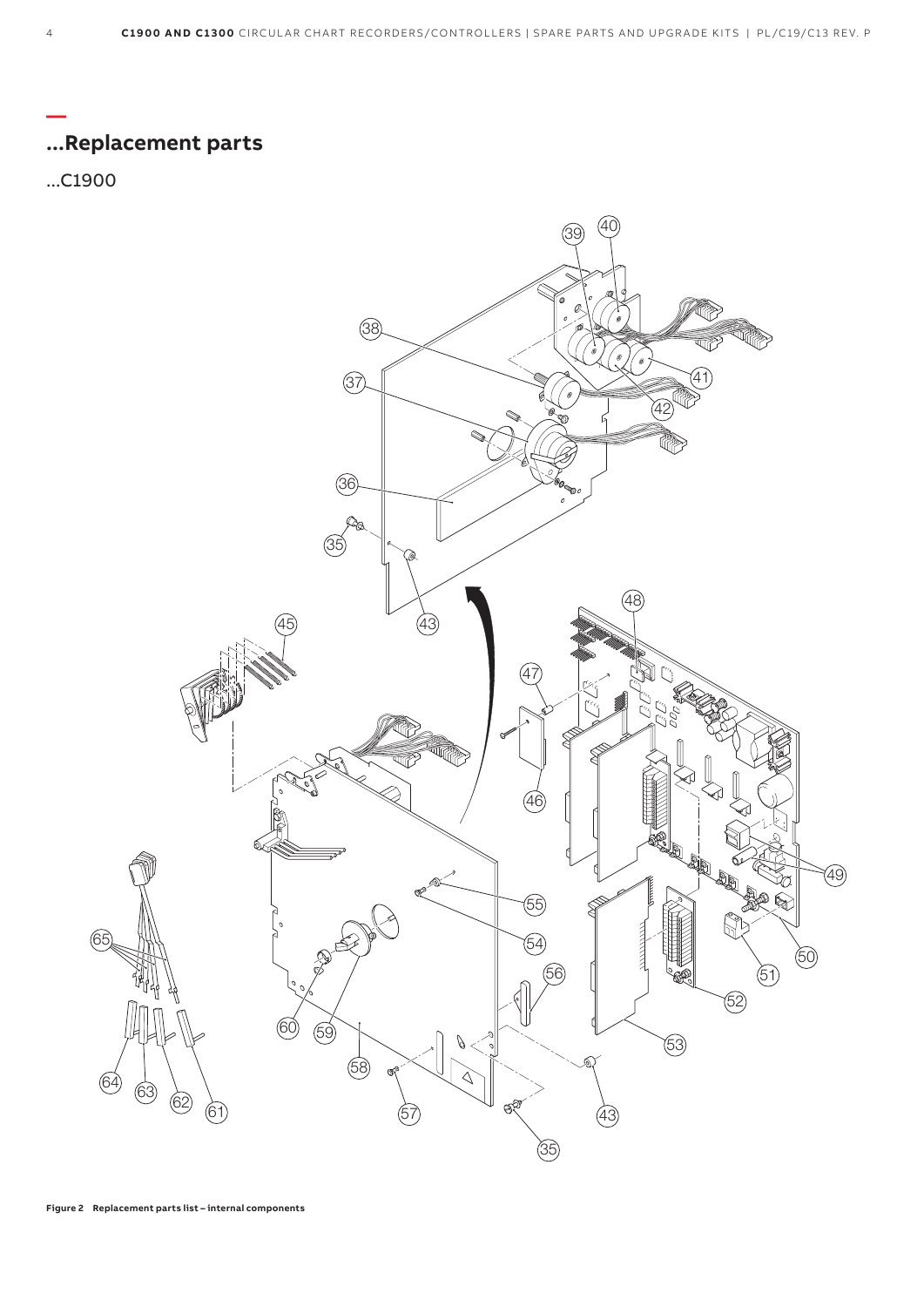## ...Replacement parts

...C1900

**Figure 2 Replacement parts list – internal components**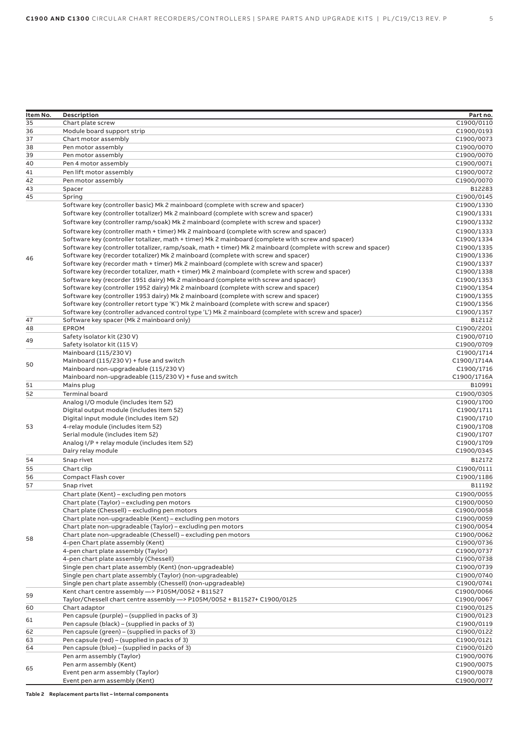| Item No. | Description | Part no. |
|---|---|---|
| 35 | Chart plate screw | C1900/0110 |
| 36 | Module board support strip | C1900/0193 |
| 37 | Chart motor assembly | C1900/0073 |
| 38 | Pen motor assembly | C1900/0070 |
| 39 | Pen motor assembly | C1900/0070 |
| 40 | Pen 4 motor assembly | C1900/0071 |
| 41 | Pen lift motor assembly | C1900/0072 |
| 42 | Pen motor assembly | C1900/0070 |
| 43 | Spacer | B12283 |
| 45 | Spring | C1900/0145 |
| 46 | Software key (controller basic) Mk 2 mainboard (complete with screw and spacer) | C1900/1330 |
| | Software key (controller totalizer) Mk 2 mainboard (complete with screw and spacer) | C1900/1331 |
| | Software key (controller ramp/soak) Mk 2 mainboard (complete with screw and spacer) | C1900/1332 |
| | Software key (controller math + timer) Mk 2 mainboard (complete with screw and spacer) | C1900/1333 |
| | Software key (controller totalizer, math + timer) Mk 2 mainboard (complete with screw and spacer) | C1900/1334 |
| | Software key (controller totalizer, ramp/soak, math + timer) Mk 2 mainboard (complete with screw and spacer) | C1900/1335 |
| | Software key (recorder totalizer) Mk 2 mainboard (complete with screw and spacer) | C1900/1336 |
| | Software key (recorder math + timer) Mk 2 mainboard (complete with screw and spacer) | C1900/1337 |
| | Software key (recorder totalizer, math + timer) Mk 2 mainboard (complete with screw and spacer) | C1900/1338 |
| | Software key (recorder 1951 dairy) Mk 2 mainboard (complete with screw and spacer) | C1900/1353 |
| | Software key (controller 1952 dairy) Mk 2 mainboard (complete with screw and spacer) | C1900/1354 |
| | Software key (controller 1953 dairy) Mk 2 mainboard (complete with screw and spacer) | C1900/1355 |
| | Software key (controller retort type 'K') Mk 2 mainboard (complete with screw and spacer) | C1900/1356 |
| | Software key (controller advanced control type 'L') Mk 2 mainboard (complete with screw and spacer) | C1900/1357 |
| 47 | Software key spacer (Mk 2 mainboard only) | B12112 |
| 48 | EPROM | C1900/2201 |
| 49 | Safety isolator kit (230 V) | C1900/0710 |
| | Safety isolator kit (115 V) | C1900/0709 |
| 50 | Mainboard (115/230 V) | C1900/1714 |
| | Mainboard (115/230 V) + fuse and switch | C1900/1714A |
| | Mainboard non-upgradeable (115/230 V) | C1900/1716 |
| | Mainboard non-upgradeable (115/230 V) + fuse and switch | C1900/1716A |
| 51 | Mains plug | B10991 |
| 52 | Terminal board | C1900/0305 |
| 53 | Analog I/O module (includes item 52) | C1900/1700 |
| | Digital output module (includes item 52) | C1900/1711 |
| | Digital input module (includes item 52) | C1900/1710 |
| | 4-relay module (includes item 52) | C1900/1708 |
| | Serial module (includes item 52) | C1900/1707 |
| | Analog I/P + relay module (includes item 52) | C1900/1709 |
| | Dairy relay module | C1900/0345 |
| 54 | Snap rivet | B12172 |
| 55 | Chart clip | C1900/0111 |
| 56 | Compact Flash cover | C1900/1186 |
| 57 | Snap rivet | B11192 |
| 58 | Chart plate (Kent) – excluding pen motors | C1900/0055 |
| | Chart plate (Taylor) – excluding pen motors | C1900/0050 |
| | Chart plate (Chessell) – excluding pen motors | C1900/0058 |
| | Chart plate non-upgradeable (Kent) – excluding pen motors | C1900/0059 |
| | Chart plate non-upgradeable (Taylor) – excluding pen motors | C1900/0054 |
| | Chart plate non-upgradeable (Chessell) – excluding pen motors | C1900/0062 |
| | 4-pen Chart plate assembly (Kent) | C1900/0736 |
| | 4-pen chart plate assembly (Taylor) | C1900/0737 |
| | 4-pen chart plate assembly (Chessell) | C1900/0738 |
| | Single pen chart plate assembly (Kent) (non-upgradeable) | C1900/0739 |
| | Single pen chart plate assembly (Taylor) (non-upgradeable) | C1900/0740 |
| | Single pen chart plate assembly (Chessell) (non-upgradeable) | C1900/0741 |
| 59 | Kent chart centre assembly —> P105M/0052 + B11527 | C1900/0066 |
| | Taylor/Chessell chart centre assembly —> P105M/0052 + B11527+ C1900/0125 | C1900/0067 |
| 60 | Chart adaptor | C1900/0125 |
| 61 | Pen capsule (purple) – (supplied in packs of 3) | C1900/0123 |
| | Pen capsule (black) – (supplied in packs of 3) | C1900/0119 |
| 62 | Pen capsule (green) – (supplied in packs of 3) | C1900/0122 |
| 63 | Pen capsule (red) – (supplied in packs of 3) | C1900/0121 |
| 64 | Pen capsule (blue) – (supplied in packs of 3) | C1900/0120 |
| 65 | Pen arm assembly (Taylor) | C1900/0076 |
| | Pen arm assembly (Kent) | C1900/0075 |
| | Event pen arm assembly (Taylor) | C1900/0078 |
| | Event pen arm assembly (Kent) | C1900/0077 |

**Table 2 Replacement parts list – internal components**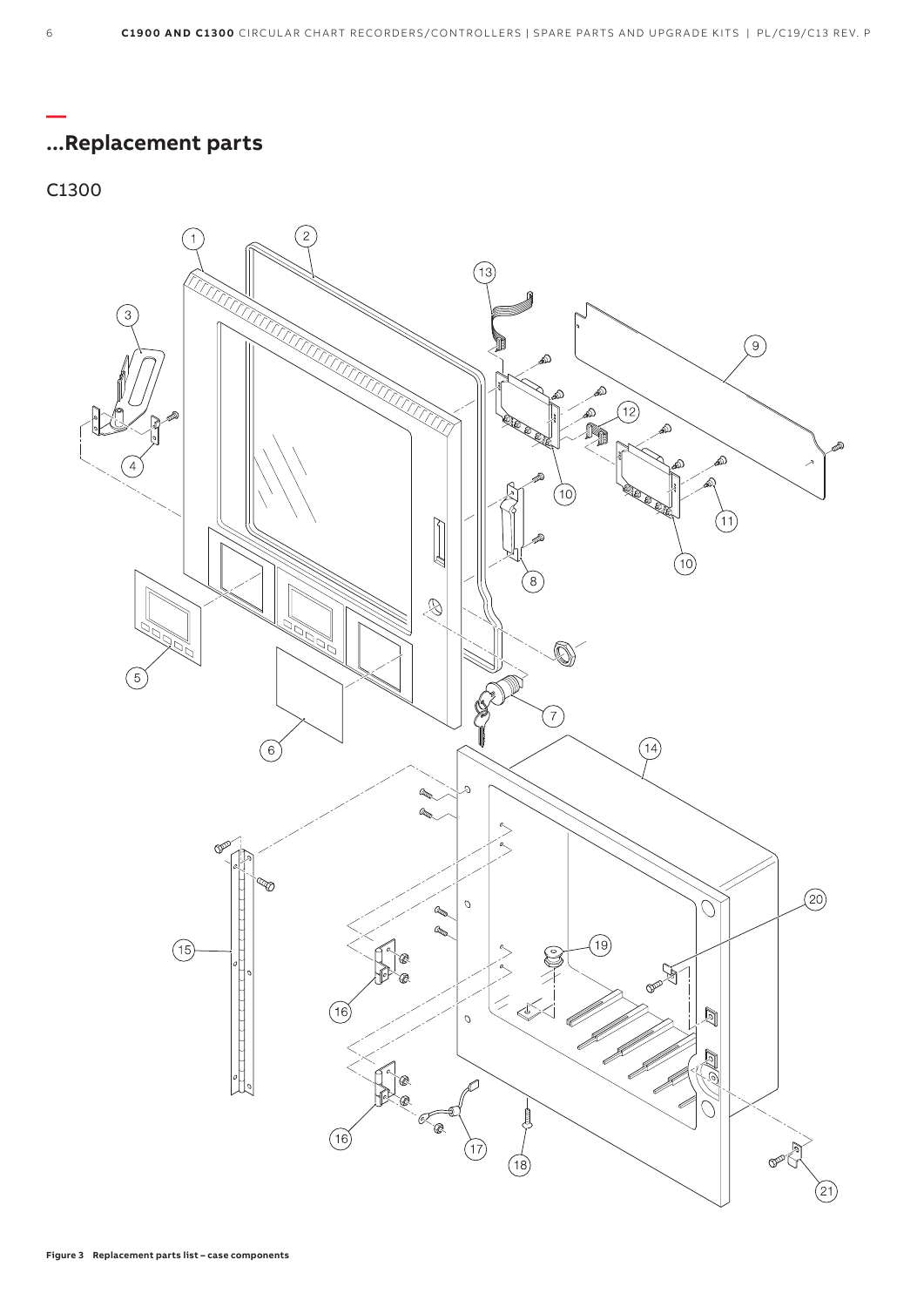## ...Replacement parts

C1300

Figure 3 Replacement parts list – case components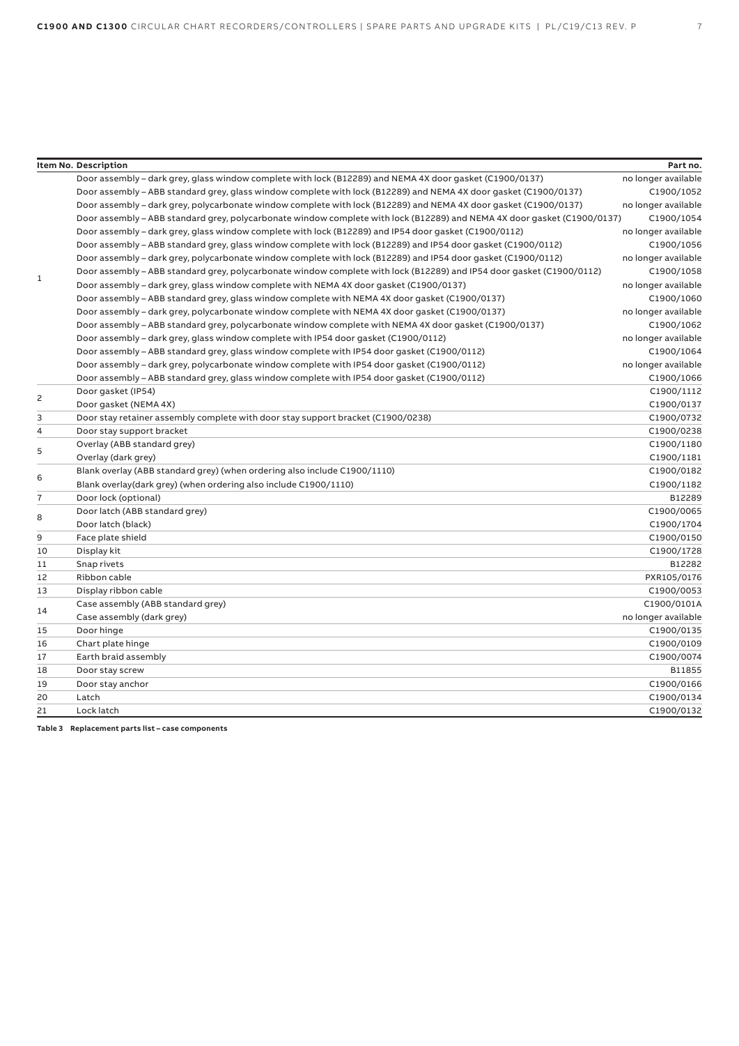| Item No. | Description | Part no. |
|---|---|---|
| 1 | Door assembly – dark grey, glass window complete with lock (B12289) and NEMA 4X door gasket (C1900/0137) | no longer available |
| | Door assembly – ABB standard grey, glass window complete with lock (B12289) and NEMA 4X door gasket (C1900/0137) | C1900/1052 |
| | Door assembly – dark grey, polycarbonate window complete with lock (B12289) and NEMA 4X door gasket (C1900/0137) | no longer available |
| | Door assembly – ABB standard grey, polycarbonate window complete with lock (B12289) and NEMA 4X door gasket (C1900/0137) | C1900/1054 |
| | Door assembly – dark grey, glass window complete with lock (B12289) and IP54 door gasket (C1900/0112) | no longer available |
| | Door assembly – ABB standard grey, glass window complete with lock (B12289) and IP54 door gasket (C1900/0112) | C1900/1056 |
| | Door assembly – dark grey, polycarbonate window complete with lock (B12289) and IP54 door gasket (C1900/0112) | no longer available |
| | Door assembly – ABB standard grey, polycarbonate window complete with lock (B12289) and IP54 door gasket (C1900/0112) | C1900/1058 |
| | Door assembly – dark grey, glass window complete with NEMA 4X door gasket (C1900/0137) | no longer available |
| | Door assembly – ABB standard grey, glass window complete with NEMA 4X door gasket (C1900/0137) | C1900/1060 |
| | Door assembly – dark grey, polycarbonate window complete with NEMA 4X door gasket (C1900/0137) | no longer available |
| | Door assembly – ABB standard grey, polycarbonate window complete with NEMA 4X door gasket (C1900/0137) | C1900/1062 |
| | Door assembly – dark grey, glass window complete with IP54 door gasket (C1900/0112) | no longer available |
| | Door assembly – ABB standard grey, glass window complete with IP54 door gasket (C1900/0112) | C1900/1064 |
| | Door assembly – dark grey, polycarbonate window complete with IP54 door gasket (C1900/0112) | no longer available |
| | Door assembly – ABB standard grey, glass window complete with IP54 door gasket (C1900/0112) | C1900/1066 |
| 2 | Door gasket (IP54) | C1900/1112 |
| | Door gasket (NEMA 4X) | C1900/0137 |
| 3 | Door stay retainer assembly complete with door stay support bracket (C1900/0238) | C1900/0732 |
| 4 | Door stay support bracket | C1900/0238 |
| 5 | Overlay (ABB standard grey) | C1900/1180 |
| | Overlay (dark grey) | C1900/1181 |
| 6 | Blank overlay (ABB standard grey) (when ordering also include C1900/1110) | C1900/0182 |
| | Blank overlay(dark grey) (when ordering also include C1900/1110) | C1900/1182 |
| 7 | Door lock (optional) | B12289 |
| 8 | Door latch (ABB standard grey) | C1900/0065 |
| | Door latch (black) | C1900/1704 |
| 9 | Face plate shield | C1900/0150 |
| 10 | Display kit | C1900/1728 |
| 11 | Snap rivets | B12282 |
| 12 | Ribbon cable | PXR105/0176 |
| 13 | Display ribbon cable | C1900/0053 |
| 14 | Case assembly (ABB standard grey) | C1900/0101A |
| | Case assembly (dark grey) | no longer available |
| 15 | Door hinge | C1900/0135 |
| 16 | Chart plate hinge | C1900/0109 |
| 17 | Earth braid assembly | C1900/0074 |
| 18 | Door stay screw | B11855 |
| 19 | Door stay anchor | C1900/0166 |
| 20 | Latch | C1900/0134 |
| 21 | Lock latch | C1900/0132 |

**Table 3 Replacement parts list – case components**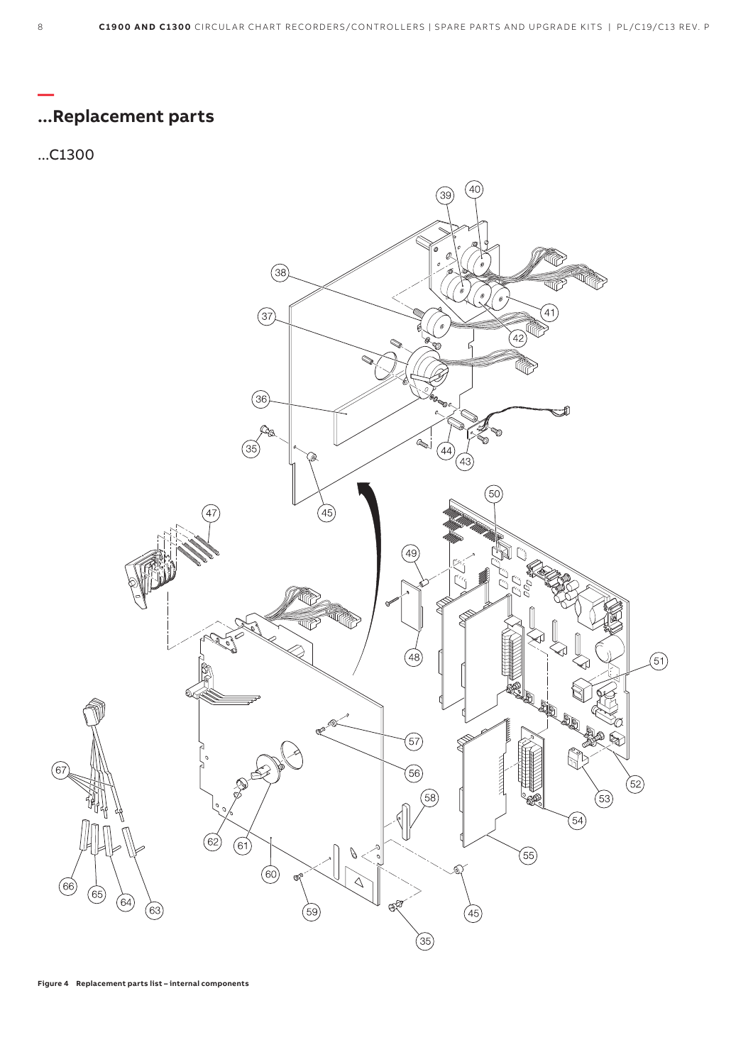# ...Replacement parts

...C1300

Figure 4 Replacement parts list – internal components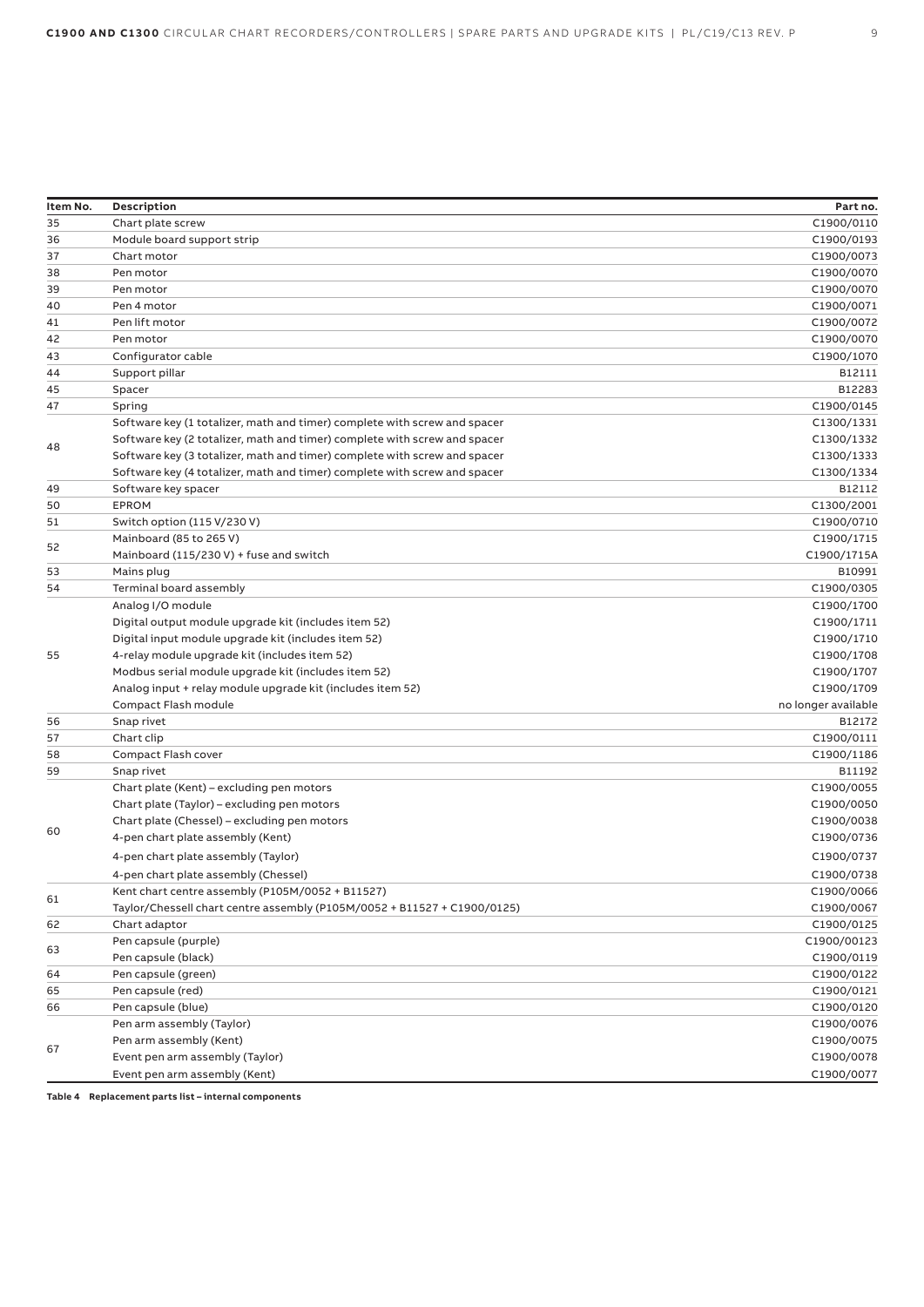| Item No. | Description | Part no. |
|---|---|---|
| 35 | Chart plate screw | C1900/0110 |
| 36 | Module board support strip | C1900/0193 |
| 37 | Chart motor | C1900/0073 |
| 38 | Pen motor | C1900/0070 |
| 39 | Pen motor | C1900/0070 |
| 40 | Pen 4 motor | C1900/0071 |
| 41 | Pen lift motor | C1900/0072 |
| 42 | Pen motor | C1900/0070 |
| 43 | Configurator cable | C1900/1070 |
| 44 | Support pillar | B12111 |
| 45 | Spacer | B12283 |
| 47 | Spring | C1900/0145 |
| 48 | Software key (1 totalizer, math and timer) complete with screw and spacer | C1300/1331 |
| | Software key (2 totalizer, math and timer) complete with screw and spacer | C1300/1332 |
| | Software key (3 totalizer, math and timer) complete with screw and spacer | C1300/1333 |
| | Software key (4 totalizer, math and timer) complete with screw and spacer | C1300/1334 |
| 49 | Software key spacer | B12112 |
| 50 | EPROM | C1300/2001 |
| 51 | Switch option (115 V/230 V) | C1900/0710 |
| 52 | Mainboard (85 to 265 V) | C1900/1715 |
| | Mainboard (115/230 V) + fuse and switch | C1900/1715A |
| 53 | Mains plug | B10991 |
| 54 | Terminal board assembly | C1900/0305 |
| 55 | Analog I/O module | C1900/1700 |
| | Digital output module upgrade kit (includes item 52) | C1900/1711 |
| | Digital input module upgrade kit (includes item 52) | C1900/1710 |
| | 4-relay module upgrade kit (includes item 52) | C1900/1708 |
| | Modbus serial module upgrade kit (includes item 52) | C1900/1707 |
| | Analog input + relay module upgrade kit (includes item 52) | C1900/1709 |
| | Compact Flash module | no longer available |
| 56 | Snap rivet | B12172 |
| 57 | Chart clip | C1900/0111 |
| 58 | Compact Flash cover | C1900/1186 |
| 59 | Snap rivet | B11192 |
| 60 | Chart plate (Kent) – excluding pen motors | C1900/0055 |
| | Chart plate (Taylor) – excluding pen motors | C1900/0050 |
| | Chart plate (Chessel) – excluding pen motors | C1900/0038 |
| | 4-pen chart plate assembly (Kent) | C1900/0736 |
| | 4-pen chart plate assembly (Taylor) | C1900/0737 |
| | 4-pen chart plate assembly (Chessel) | C1900/0738 |
| 61 | Kent chart centre assembly (P105M/0052 + B11527) | C1900/0066 |
| | Taylor/Chessell chart centre assembly (P105M/0052 + B11527 + C1900/0125) | C1900/0067 |
| 62 | Chart adaptor | C1900/0125 |
| 63 | Pen capsule (purple) | C1900/00123 |
| | Pen capsule (black) | C1900/0119 |
| 64 | Pen capsule (green) | C1900/0122 |
| 65 | Pen capsule (red) | C1900/0121 |
| 66 | Pen capsule (blue) | C1900/0120 |
| 67 | Pen arm assembly (Taylor) | C1900/0076 |
| | Pen arm assembly (Kent) | C1900/0075 |
| | Event pen arm assembly (Taylor) | C1900/0078 |
| | Event pen arm assembly (Kent) | C1900/0077 |

**Table 4 Replacement parts list – internal components**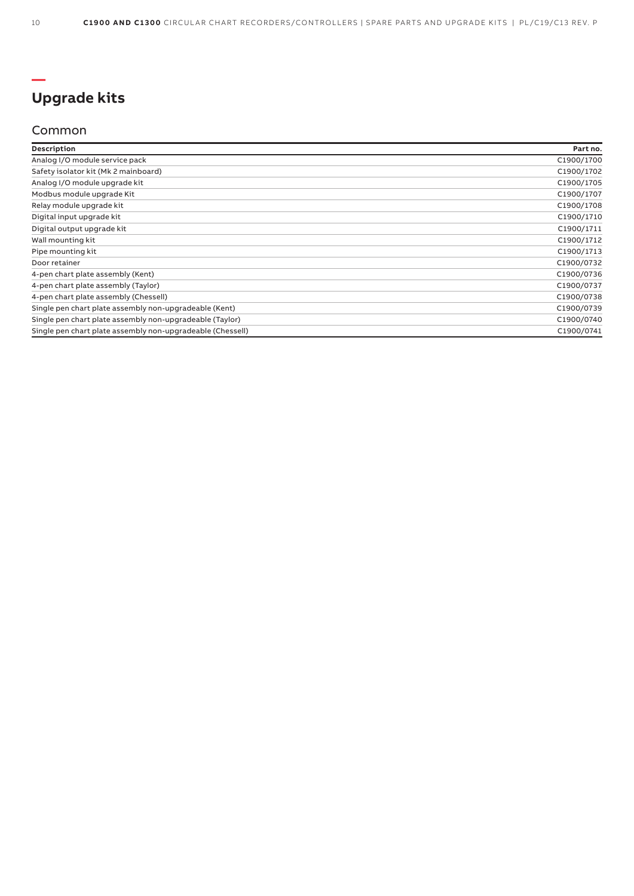## Upgrade kits

### Common

| **Description** | **Part no.** |
| --- | --- |
| Analog I/O module service pack | C1900/1700 |
| Safety isolator kit (Mk 2 mainboard) | C1900/1702 |
| Analog I/O module upgrade kit | C1900/1705 |
| Modbus module upgrade Kit | C1900/1707 |
| Relay module upgrade kit | C1900/1708 |
| Digital input upgrade kit | C1900/1710 |
| Digital output upgrade kit | C1900/1711 |
| Wall mounting kit | C1900/1712 |
| Pipe mounting kit | C1900/1713 |
| Door retainer | C1900/0732 |
| 4-pen chart plate assembly (Kent) | C1900/0736 |
| 4-pen chart plate assembly (Taylor) | C1900/0737 |
| 4-pen chart plate assembly (Chessell) | C1900/0738 |
| Single pen chart plate assembly non-upgradeable (Kent) | C1900/0739 |
| Single pen chart plate assembly non-upgradeable (Taylor) | C1900/0740 |
| Single pen chart plate assembly non-upgradeable (Chessell) | C1900/0741 |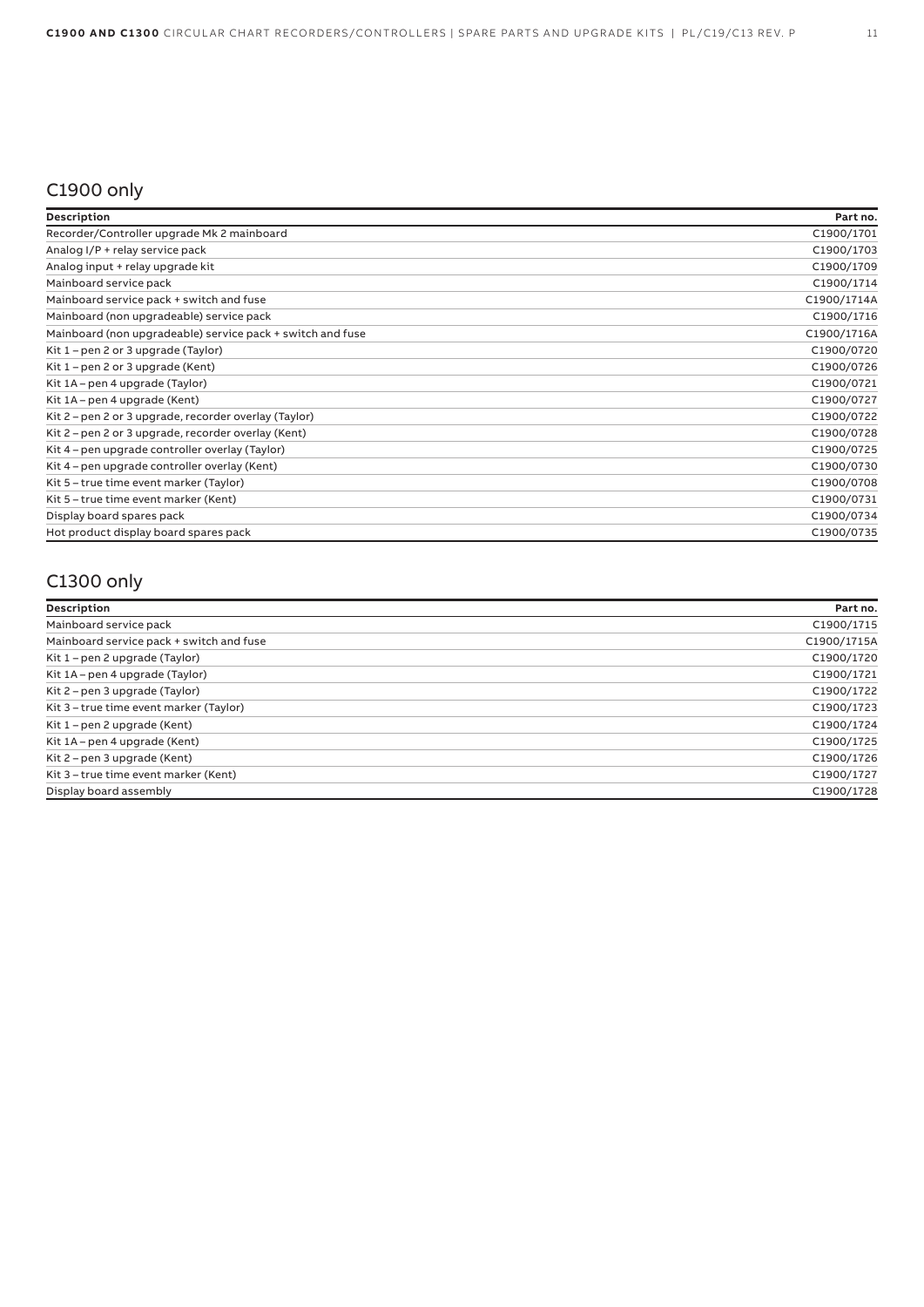## C1900 only

| Description | Part no. |
| --- | --- |
| Recorder/Controller upgrade Mk 2 mainboard | C1900/1701 |
| Analog I/P + relay service pack | C1900/1703 |
| Analog input + relay upgrade kit | C1900/1709 |
| Mainboard service pack | C1900/1714 |
| Mainboard service pack + switch and fuse | C1900/1714A |
| Mainboard (non upgradeable) service pack | C1900/1716 |
| Mainboard (non upgradeable) service pack + switch and fuse | C1900/1716A |
| Kit 1 – pen 2 or 3 upgrade (Taylor) | C1900/0720 |
| Kit 1 – pen 2 or 3 upgrade (Kent) | C1900/0726 |
| Kit 1A – pen 4 upgrade (Taylor) | C1900/0721 |
| Kit 1A – pen 4 upgrade (Kent) | C1900/0727 |
| Kit 2 – pen 2 or 3 upgrade, recorder overlay (Taylor) | C1900/0722 |
| Kit 2 – pen 2 or 3 upgrade, recorder overlay (Kent) | C1900/0728 |
| Kit 4 – pen upgrade controller overlay (Taylor) | C1900/0725 |
| Kit 4 – pen upgrade controller overlay (Kent) | C1900/0730 |
| Kit 5 – true time event marker (Taylor) | C1900/0708 |
| Kit 5 – true time event marker (Kent) | C1900/0731 |
| Display board spares pack | C1900/0734 |
| Hot product display board spares pack | C1900/0735 |

## C1300 only

| Description | Part no. |
| --- | --- |
| Mainboard service pack | C1900/1715 |
| Mainboard service pack + switch and fuse | C1900/1715A |
| Kit 1 – pen 2 upgrade (Taylor) | C1900/1720 |
| Kit 1A – pen 4 upgrade (Taylor) | C1900/1721 |
| Kit 2 – pen 3 upgrade (Taylor) | C1900/1722 |
| Kit 3 – true time event marker (Taylor) | C1900/1723 |
| Kit 1 – pen 2 upgrade (Kent) | C1900/1724 |
| Kit 1A – pen 4 upgrade (Kent) | C1900/1725 |
| Kit 2 – pen 3 upgrade (Kent) | C1900/1726 |
| Kit 3 – true time event marker (Kent) | C1900/1727 |
| Display board assembly | C1900/1728 |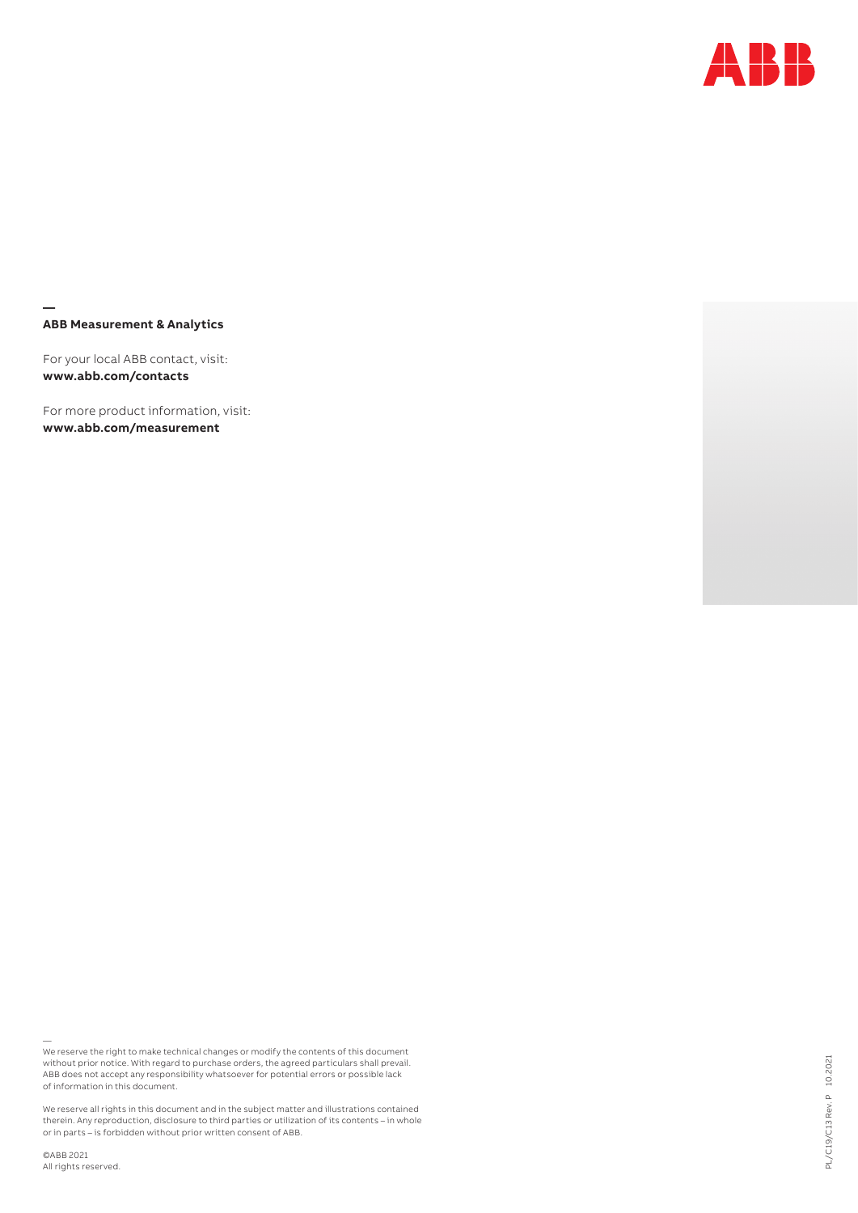—
**ABB Measurement & Analytics**

For your local ABB contact, visit:
**www.abb.com/contacts**

For more product information, visit:
**www.abb.com/measurement**

—
We reserve the right to make technical changes or modify the contents of this document without prior notice. With regard to purchase orders, the agreed particulars shall prevail. ABB does not accept any responsibility whatsoever for potential errors or possible lack of information in this document.

We reserve all rights in this document and in the subject matter and illustrations contained therein. Any reproduction, disclosure to third parties or utilization of its contents – in whole or in parts – is forbidden without prior written consent of ABB.

©ABB 2021
All rights reserved.

PL/C19/C13 Rev. P 10.2021